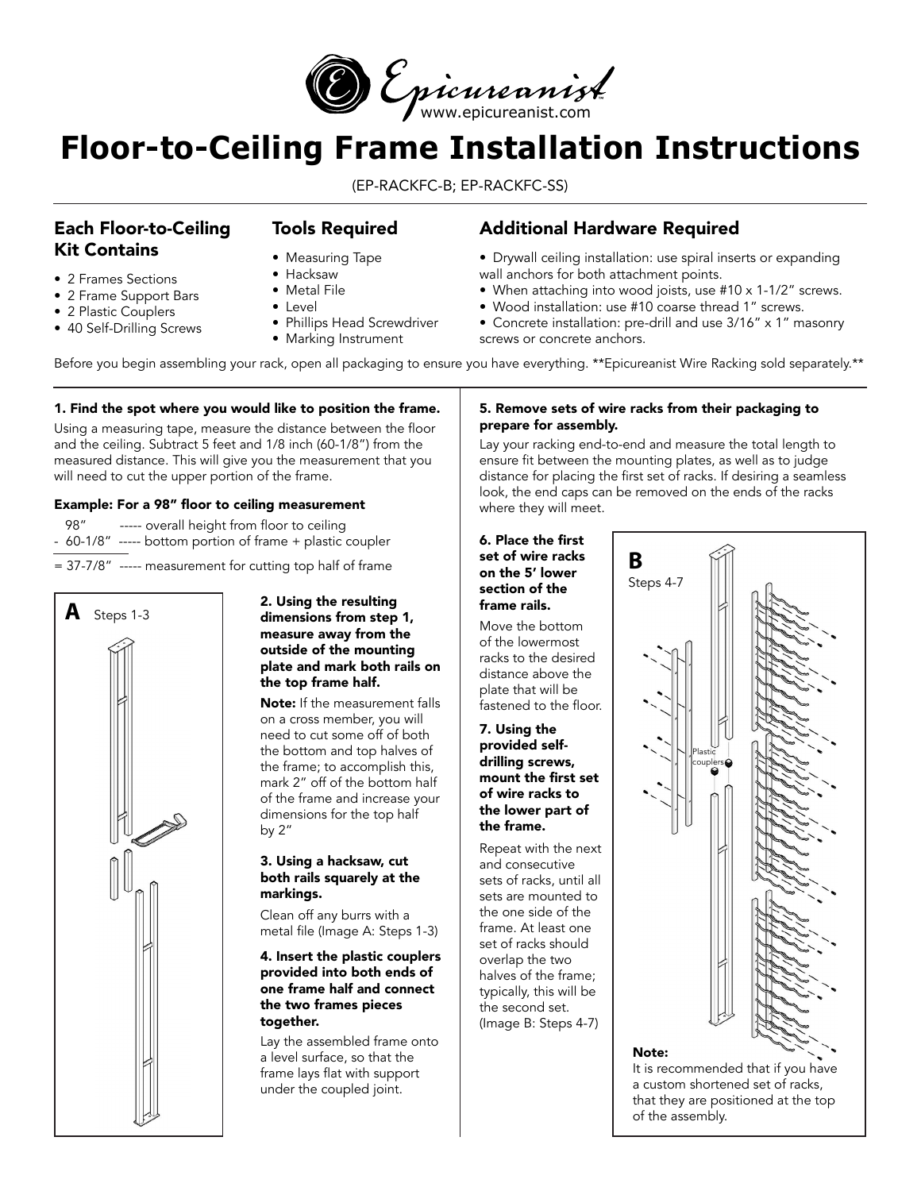Epicureanist
www.epicureanist.com

# Floor-to-Ceiling Frame Installation Instructions

(EP-RACKFC-B; EP-RACKFC-SS)

## Each Floor-to-Ceiling Kit Contains

- 2 Frames Sections
- 2 Frame Support Bars
- 2 Plastic Couplers
- 40 Self-Drilling Screws

## Tools Required

- Measuring Tape
- Hacksaw
- Metal File
- Level
- Phillips Head Screwdriver
- Marking Instrument

## Additional Hardware Required

- Drywall ceiling installation: use spiral inserts or expanding wall anchors for both attachment points.
- When attaching into wood joists, use #10 x 1-1/2" screws.
- Wood installation: use #10 coarse thread 1" screws.
- Concrete installation: pre-drill and use 3/16" x 1" masonry screws or concrete anchors.

Before you begin assembling your rack, open all packaging to ensure you have everything. **Epicureanist Wire Racking sold separately.**

**1. Find the spot where you would like to position the frame.**

Using a measuring tape, measure the distance between the floor and the ceiling. Subtract 5 feet and 1/8 inch (60-1/8") from the measured distance. This will give you the measurement that you will need to cut the upper portion of the frame.

**Example: For a 98" floor to ceiling measurement**

98" ----- overall height from floor to ceiling
- 60-1/8" ----- bottom portion of frame + plastic coupler

= 37-7/8" ----- measurement for cutting top half of frame

**A** Steps 1-3

**2. Using the resulting dimensions from step 1, measure away from the outside of the mounting plate and mark both rails on the top frame half.**

**Note:** If the measurement falls on a cross member, you will need to cut some off of both the bottom and top halves of the frame; to accomplish this, mark 2" off of the bottom half of the frame and increase your dimensions for the top half by 2"

**3. Using a hacksaw, cut both rails squarely at the markings.**

Clean off any burrs with a metal file (Image A: Steps 1-3)

**4. Insert the plastic couplers provided into both ends of one frame half and connect the two frames pieces together.**

Lay the assembled frame onto a level surface, so that the frame lays flat with support under the coupled joint.

**5. Remove sets of wire racks from their packaging to prepare for assembly.**

Lay your racking end-to-end and measure the total length to ensure fit between the mounting plates, as well as to judge distance for placing the first set of racks. If desiring a seamless look, the end caps can be removed on the ends of the racks where they will meet.

**6. Place the first set of wire racks on the 5' lower section of the frame rails.**

Move the bottom of the lowermost racks to the desired distance above the plate that will be fastened to the floor.

**7. Using the provided self-drilling screws, mount the first set of wire racks to the lower part of the frame.**

Repeat with the next and consecutive sets of racks, until all sets are mounted to the one side of the frame. At least one set of racks should overlap the two halves of the frame; typically, this will be the second set. (Image B: Steps 4-7)

**B** Steps 4-7

Plastic couplers

**Note:**
It is recommended that if you have a custom shortened set of racks, that they are positioned at the top of the assembly.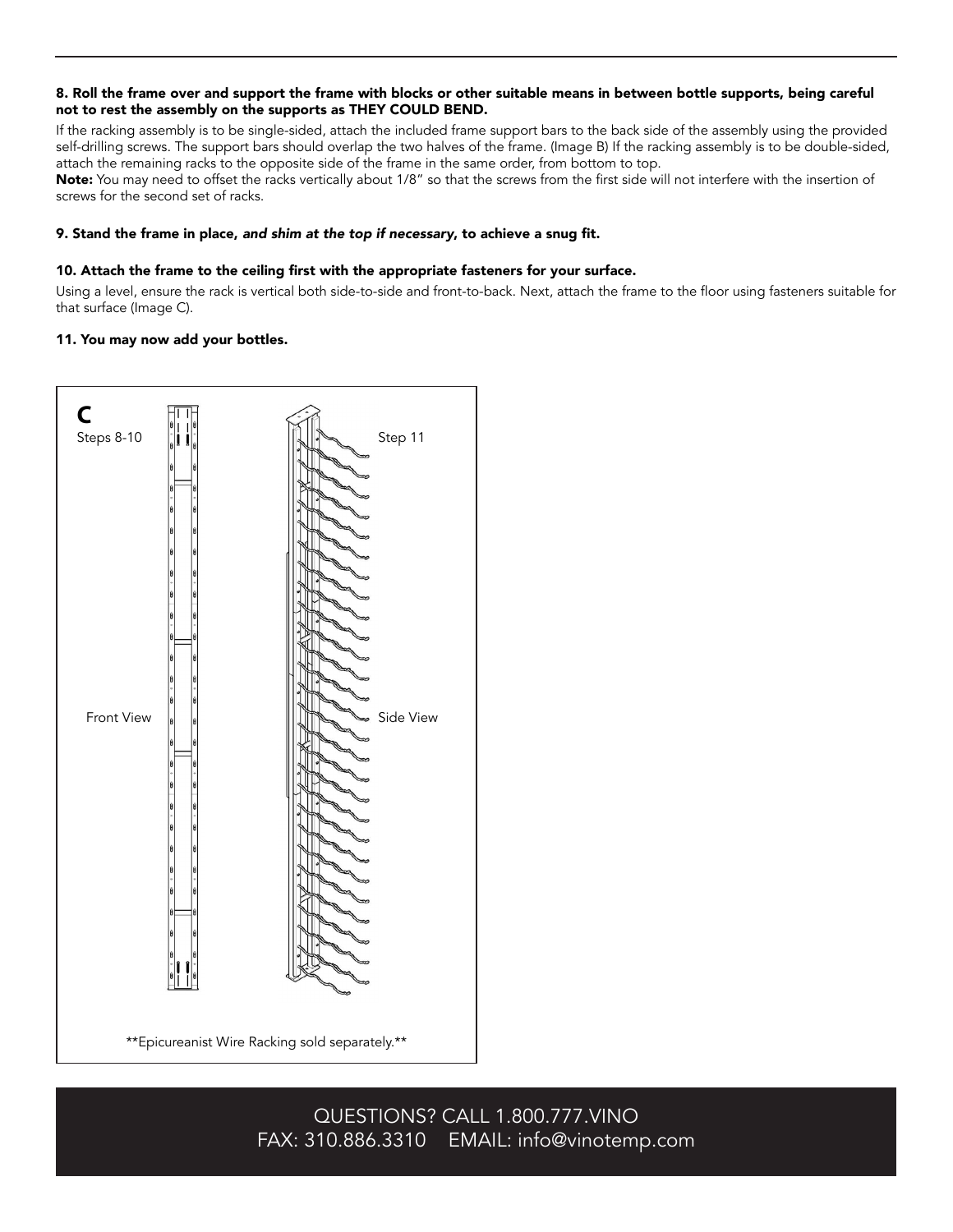**8. Roll the frame over and support the frame with blocks or other suitable means in between bottle supports, being careful not to rest the assembly on the supports as THEY COULD BEND.**

If the racking assembly is to be single-sided, attach the included frame support bars to the back side of the assembly using the provided self-drilling screws. The support bars should overlap the two halves of the frame. (Image B) If the racking assembly is to be double-sided, attach the remaining racks to the opposite side of the frame in the same order, from bottom to top.

**Note:** You may need to offset the racks vertically about 1/8" so that the screws from the first side will not interfere with the insertion of screws for the second set of racks.

**9. Stand the frame in place, *and shim at the top if necessary*, to achieve a snug fit.**

**10. Attach the frame to the ceiling first with the appropriate fasteners for your surface.**

Using a level, ensure the rack is vertical both side-to-side and front-to-back. Next, attach the frame to the floor using fasteners suitable for that surface (Image C).

**11. You may now add your bottles.**

C

Steps 8-10

Step 11

Front View

Side View

**Epicureanist Wire Racking sold separately.**

QUESTIONS? CALL 1.800.777.VINO
FAX: 310.886.3310 EMAIL: info@vinotemp.com